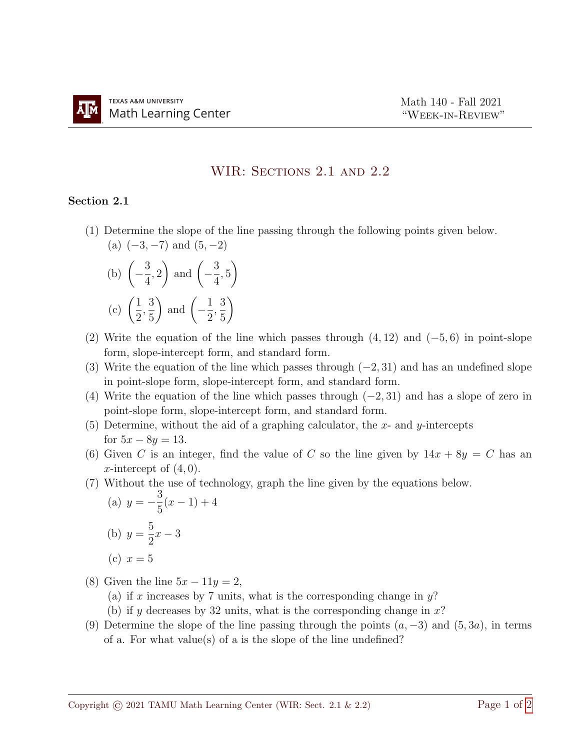Texas A&M University Math Learning Center

Math 140 - Fall 2021
"Week-in-Review"

# WIR: Sections 2.1 and 2.2

## Section 2.1

(1) Determine the slope of the line passing through the following points given below.

(a) $(-3, -7)$ and $(5, -2)$

(b) $\left(-\dfrac{3}{4}, 2\right)$ and $\left(-\dfrac{3}{4}, 5\right)$

(c) $\left(\dfrac{1}{2}, \dfrac{3}{5}\right)$ and $\left(-\dfrac{1}{2}, \dfrac{3}{5}\right)$

(2) Write the equation of the line which passes through $(4, 12)$ and $(-5, 6)$ in point-slope form, slope-intercept form, and standard form.

(3) Write the equation of the line which passes through $(-2, 31)$ and has an undefined slope in point-slope form, slope-intercept form, and standard form.

(4) Write the equation of the line which passes through $(-2, 31)$ and has a slope of zero in point-slope form, slope-intercept form, and standard form.

(5) Determine, without the aid of a graphing calculator, the $x$- and $y$-intercepts for $5x - 8y = 13$.

(6) Given $C$ is an integer, find the value of $C$ so the line given by $14x + 8y = C$ has an $x$-intercept of $(4, 0)$.

(7) Without the use of technology, graph the line given by the equations below.

(a) $y = -\dfrac{3}{5}(x - 1) + 4$

(b) $y = \dfrac{5}{2}x - 3$

(c) $x = 5$

(8) Given the line $5x - 11y = 2$,

(a) if $x$ increases by 7 units, what is the corresponding change in $y$?

(b) if $y$ decreases by 32 units, what is the corresponding change in $x$?

(9) Determine the slope of the line passing through the points $(a, -3)$ and $(5, 3a)$, in terms of a. For what value(s) of a is the slope of the line undefined?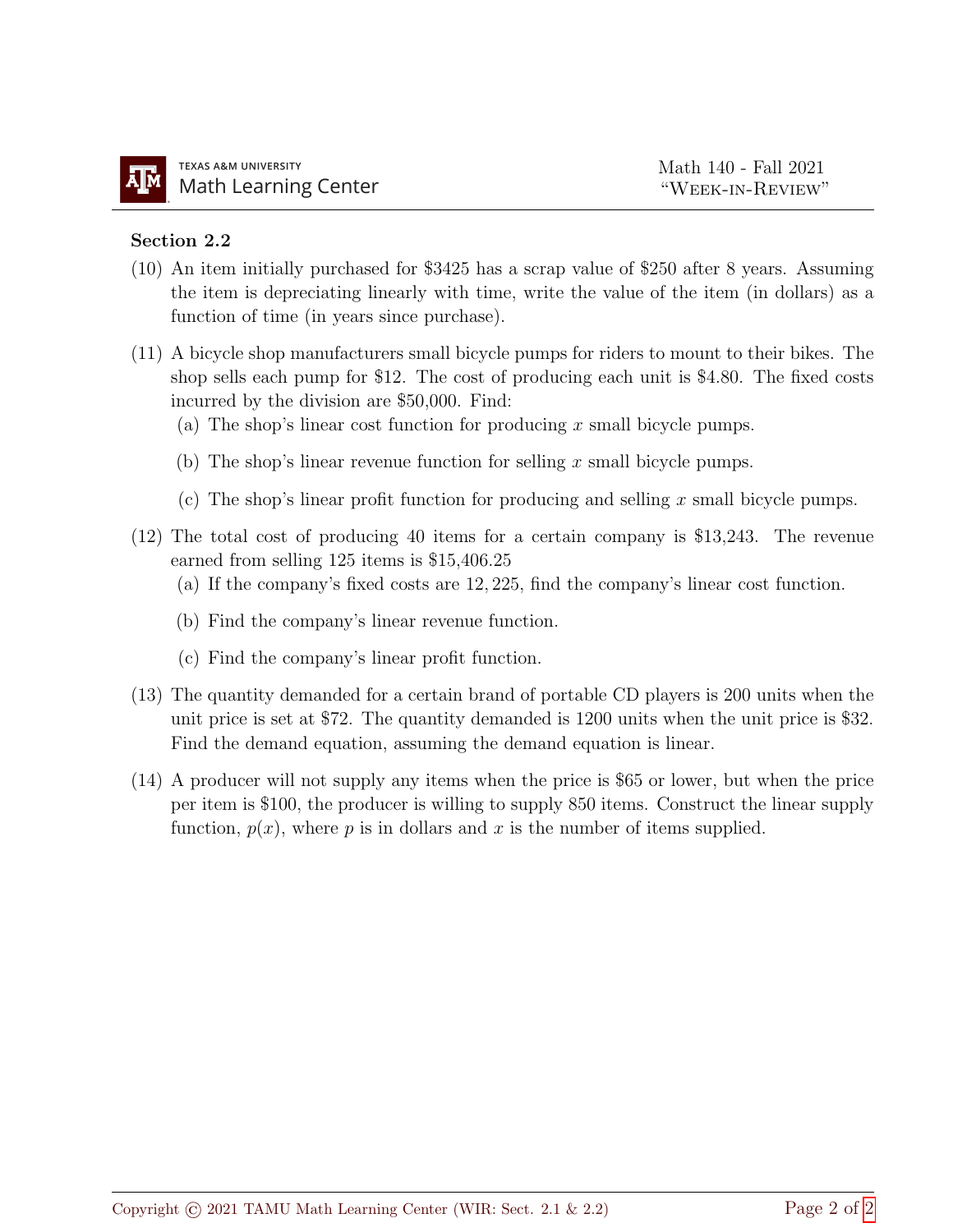**Section 2.2**

(10) An item initially purchased for \$3425 has a scrap value of \$250 after 8 years. Assuming the item is depreciating linearly with time, write the value of the item (in dollars) as a function of time (in years since purchase).

(11) A bicycle shop manufacturers small bicycle pumps for riders to mount to their bikes. The shop sells each pump for \$12. The cost of producing each unit is \$4.80. The fixed costs incurred by the division are \$50,000. Find:

  (a) The shop's linear cost function for producing $x$ small bicycle pumps.

  (b) The shop's linear revenue function for selling $x$ small bicycle pumps.

  (c) The shop's linear profit function for producing and selling $x$ small bicycle pumps.

(12) The total cost of producing 40 items for a certain company is \$13,243. The revenue earned from selling 125 items is \$15,406.25

  (a) If the company's fixed costs are $12,225$, find the company's linear cost function.

  (b) Find the company's linear revenue function.

  (c) Find the company's linear profit function.

(13) The quantity demanded for a certain brand of portable CD players is 200 units when the unit price is set at \$72. The quantity demanded is 1200 units when the unit price is \$32. Find the demand equation, assuming the demand equation is linear.

(14) A producer will not supply any items when the price is \$65 or lower, but when the price per item is \$100, the producer is willing to supply 850 items. Construct the linear supply function, $p(x)$, where $p$ is in dollars and $x$ is the number of items supplied.